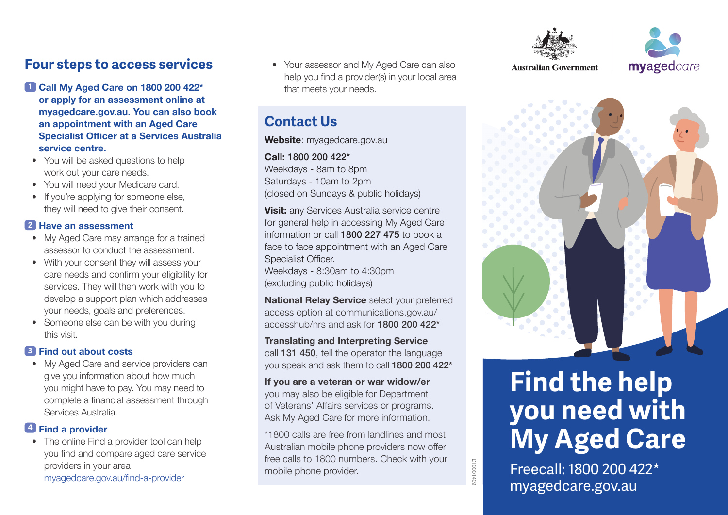## Four steps to access services

**1 Call My Aged Care on 1800 200 422* or apply for an assessment online at myagedcare.gov.au. You can also book an appointment with an Aged Care Specialist Officer at a Services Australia service centre.**

- You will be asked questions to help work out your care needs.
- You will need your Medicare card.
- If you're applying for someone else, they will need to give their consent.

**2 Have an assessment**

- My Aged Care may arrange for a trained assessor to conduct the assessment.
- With your consent they will assess your care needs and confirm your eligibility for services. They will then work with you to develop a support plan which addresses your needs, goals and preferences.
- Someone else can be with you during this visit.

**3 Find out about costs**

- My Aged Care and service providers can give you information about how much you might have to pay. You may need to complete a financial assessment through Services Australia.

**4 Find a provider**

- The online Find a provider tool can help you find and compare aged care service providers in your area myagedcare.gov.au/find-a-provider
- Your assessor and My Aged Care can also help you find a provider(s) in your local area that meets your needs.

## Contact Us

**Website**: myagedcare.gov.au

**Call: 1800 200 422***
Weekdays - 8am to 8pm
Saturdays - 10am to 2pm
(closed on Sundays & public holidays)

**Visit:** any Services Australia service centre for general help in accessing My Aged Care information or call **1800 227 475** to book a face to face appointment with an Aged Care Specialist Officer.
Weekdays - 8:30am to 4:30pm
(excluding public holidays)

**National Relay Service** select your preferred access option at communications.gov.au/accesshub/nrs and ask for **1800 200 422***

**Translating and Interpreting Service** call **131 450**, tell the operator the language you speak and ask them to call **1800 200 422***

**If you are a veteran or war widow/er** you may also be eligible for Department of Veterans' Affairs services or programs. Ask My Aged Care for more information.

*1800 calls are free from landlines and most Australian mobile phone providers now offer free calls to 1800 numbers. Check with your mobile phone provider.

DT0001409

Australian Government | myagedcare

# Find the help you need with My Aged Care

Freecall: 1800 200 422*
myagedcare.gov.au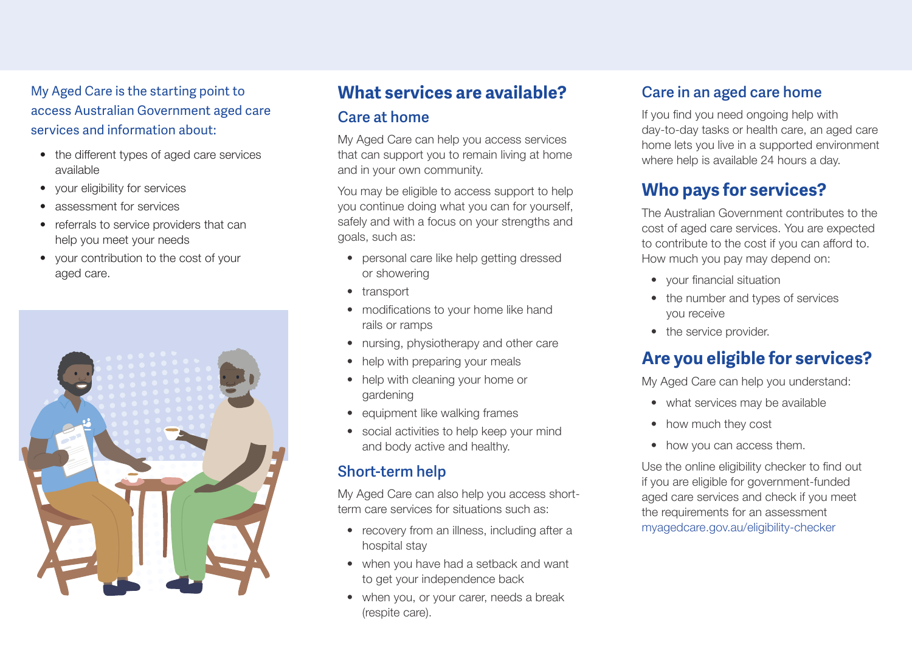My Aged Care is the starting point to access Australian Government aged care services and information about:

- the different types of aged care services available
- your eligibility for services
- assessment for services
- referrals to service providers that can help you meet your needs
- your contribution to the cost of your aged care.

## What services are available?

### Care at home

My Aged Care can help you access services that can support you to remain living at home and in your own community.

You may be eligible to access support to help you continue doing what you can for yourself, safely and with a focus on your strengths and goals, such as:

- personal care like help getting dressed or showering
- transport
- modifications to your home like hand rails or ramps
- nursing, physiotherapy and other care
- help with preparing your meals
- help with cleaning your home or gardening
- equipment like walking frames
- social activities to help keep your mind and body active and healthy.

### Short-term help

My Aged Care can also help you access short-term care services for situations such as:

- recovery from an illness, including after a hospital stay
- when you have had a setback and want to get your independence back
- when you, or your carer, needs a break (respite care).

### Care in an aged care home

If you find you need ongoing help with day-to-day tasks or health care, an aged care home lets you live in a supported environment where help is available 24 hours a day.

## Who pays for services?

The Australian Government contributes to the cost of aged care services. You are expected to contribute to the cost if you can afford to. How much you pay may depend on:

- your financial situation
- the number and types of services you receive
- the service provider.

## Are you eligible for services?

My Aged Care can help you understand:

- what services may be available
- how much they cost
- how you can access them.

Use the online eligibility checker to find out if you are eligible for government-funded aged care services and check if you meet the requirements for an assessment myagedcare.gov.au/eligibility-checker